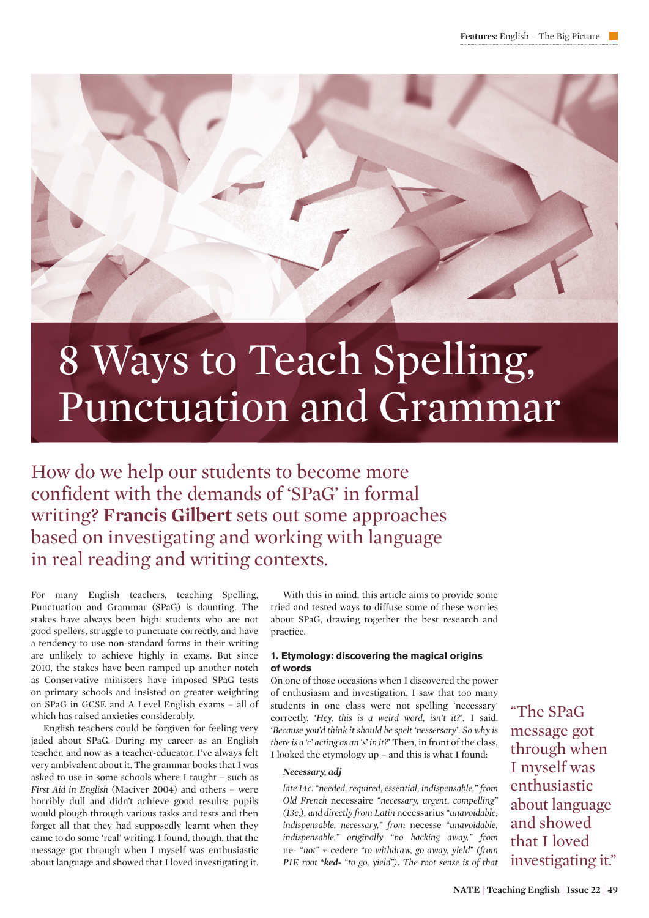# 8 Ways to Teach Spelling, Punctuation and Grammar

How do we help our students to become more confident with the demands of 'SPaG' in formal writing? **Francis Gilbert** sets out some approaches based on investigating and working with language in real reading and writing contexts.

For many English teachers, teaching Spelling, Punctuation and Grammar (SPaG) is daunting. The stakes have always been high: students who are not good spellers, struggle to punctuate correctly, and have a tendency to use non-standard forms in their writing are unlikely to achieve highly in exams. But since 2010, the stakes have been ramped up another notch as Conservative ministers have imposed SPaG tests on primary schools and insisted on greater weighting on SPaG in GCSE and A Level English exams – all of which has raised anxieties considerably.

English teachers could be forgiven for feeling very jaded about SPaG. During my career as an English teacher, and now as a teacher-educator, I've always felt very ambivalent about it. The grammar books that I was asked to use in some schools where I taught – such as *First Aid in English* (Maciver 2004) and others – were horribly dull and didn't achieve good results: pupils would plough through various tasks and tests and then forget all that they had supposedly learnt when they came to do some 'real' writing. I found, though, that the message got through when I myself was enthusiastic about language and showed that I loved investigating it.

With this in mind, this article aims to provide some tried and tested ways to diffuse some of these worries about SPaG, drawing together the best research and practice.

### 1. Etymology: discovering the magical origins of words

On one of those occasions when I discovered the power of enthusiasm and investigation, I saw that too many students in one class were not spelling 'necessary' correctly. '*Hey, this is a weird word, isn't it?*', I said. '*Because you'd think it should be spelt 'nessersary'. So why is there is a 'c' acting as an 's' in it?*' Then, in front of the class, I looked the etymology up – and this is what I found:

> ***Necessary, adj***
>
> *late 14c. "needed, required, essential, indispensable," from Old French* necessaire *"necessary, urgent, compelling" (13c.), and directly from Latin* necessarius *"unavoidable, indispensable, necessary," from* necesse *"unavoidable, indispensable," originally "no backing away," from* ne- *"not" +* cedere *"to withdraw, go away, yield" (from PIE root* ***\*ked-*** *"to go, yield"). The root sense is of that*

> "The SPaG message got through when I myself was enthusiastic about language and showed that I loved investigating it."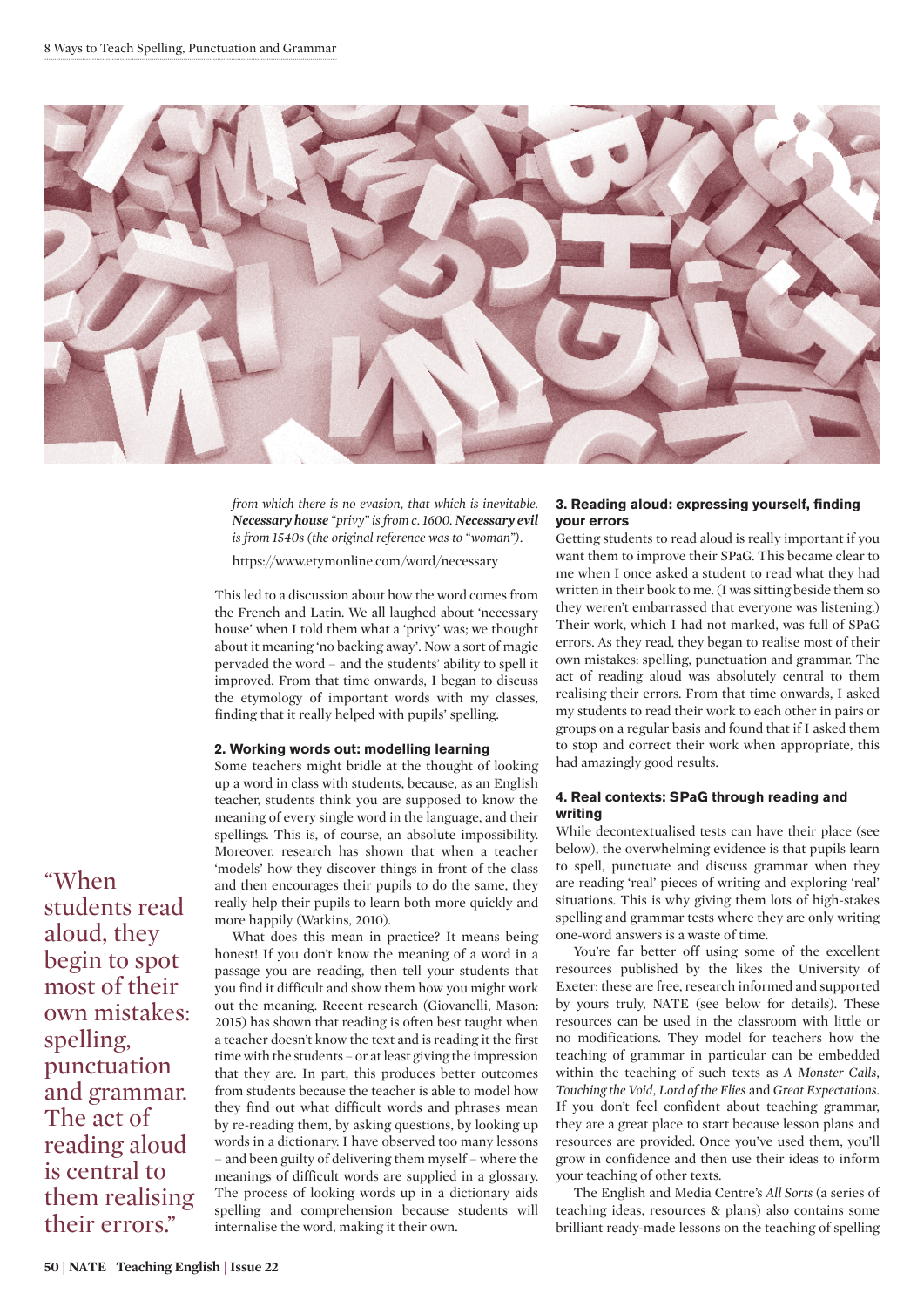*from which there is no evasion, that which is inevitable. **Necessary house** "privy" is from c. 1600. **Necessary evil** is from 1540s (the original reference was to "woman").*

https://www.etymonline.com/word/necessary

This led to a discussion about how the word comes from the French and Latin. We all laughed about 'necessary house' when I told them what a 'privy' was; we thought about it meaning 'no backing away'. Now a sort of magic pervaded the word – and the students' ability to spell it improved. From that time onwards, I began to discuss the etymology of important words with my classes, finding that it really helped with pupils' spelling.

### 2. Working words out: modelling learning

Some teachers might bridle at the thought of looking up a word in class with students, because, as an English teacher, students think you are supposed to know the meaning of every single word in the language, and their spellings. This is, of course, an absolute impossibility. Moreover, research has shown that when a teacher 'models' how they discover things in front of the class and then encourages their pupils to do the same, they really help their pupils to learn both more quickly and more happily (Watkins, 2010).

What does this mean in practice? It means being honest! If you don't know the meaning of a word in a passage you are reading, then tell your students that you find it difficult and show them how you might work out the meaning. Recent research (Giovanelli, Mason: 2015) has shown that reading is often best taught when a teacher doesn't know the text and is reading it the first time with the students – or at least giving the impression that they are. In part, this produces better outcomes from students because the teacher is able to model how they find out what difficult words and phrases mean by re-reading them, by asking questions, by looking up words in a dictionary. I have observed too many lessons – and been guilty of delivering them myself – where the meanings of difficult words are supplied in a glossary. The process of looking words up in a dictionary aids spelling and comprehension because students will internalise the word, making it their own.

> "When students read aloud, they begin to spot most of their own mistakes: spelling, punctuation and grammar. The act of reading aloud is central to them realising their errors."

### 3. Reading aloud: expressing yourself, finding your errors

Getting students to read aloud is really important if you want them to improve their SPaG. This became clear to me when I once asked a student to read what they had written in their book to me. (I was sitting beside them so they weren't embarrassed that everyone was listening.) Their work, which I had not marked, was full of SPaG errors. As they read, they began to realise most of their own mistakes: spelling, punctuation and grammar. The act of reading aloud was absolutely central to them realising their errors. From that time onwards, I asked my students to read their work to each other in pairs or groups on a regular basis and found that if I asked them to stop and correct their work when appropriate, this had amazingly good results.

### 4. Real contexts: SPaG through reading and writing

While decontextualised tests can have their place (see below), the overwhelming evidence is that pupils learn to spell, punctuate and discuss grammar when they are reading 'real' pieces of writing and exploring 'real' situations. This is why giving them lots of high-stakes spelling and grammar tests where they are only writing one-word answers is a waste of time.

You're far better off using some of the excellent resources published by the likes the University of Exeter: these are free, research informed and supported by yours truly, NATE (see below for details). These resources can be used in the classroom with little or no modifications. They model for teachers how the teaching of grammar in particular can be embedded within the teaching of such texts as *A Monster Calls*, *Touching the Void*, *Lord of the Flies* and *Great Expectations*. If you don't feel confident about teaching grammar, they are a great place to start because lesson plans and resources are provided. Once you've used them, you'll grow in confidence and then use their ideas to inform your teaching of other texts.

The English and Media Centre's *All Sorts* (a series of teaching ideas, resources & plans) also contains some brilliant ready-made lessons on the teaching of spelling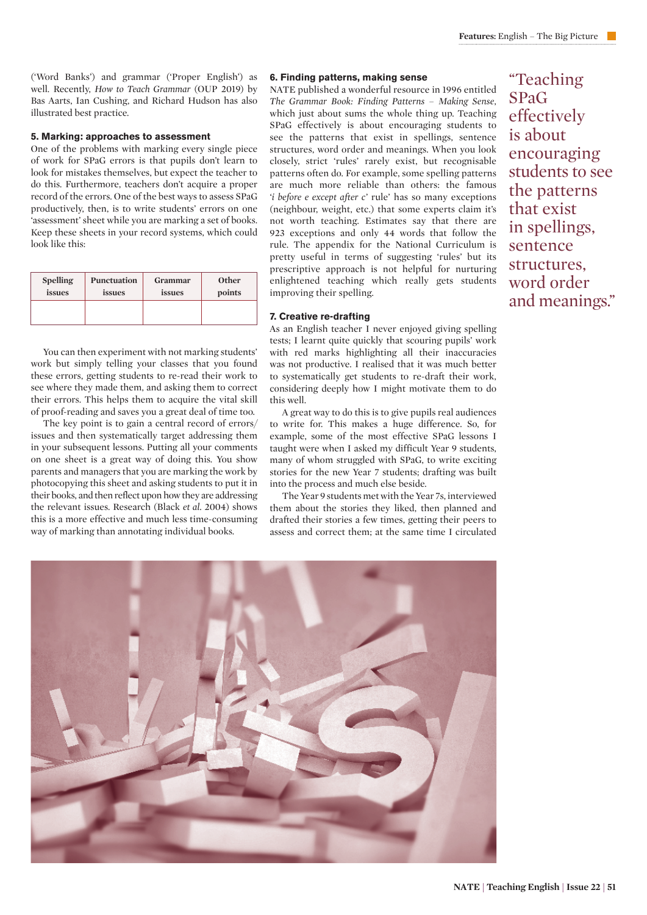('Word Banks') and grammar ('Proper English') as well. Recently, *How to Teach Grammar* (OUP 2019) by Bas Aarts, Ian Cushing, and Richard Hudson has also illustrated best practice.

### 5. Marking: approaches to assessment

One of the problems with marking every single piece of work for SPaG errors is that pupils don't learn to look for mistakes themselves, but expect the teacher to do this. Furthermore, teachers don't acquire a proper record of the errors. One of the best ways to assess SPaG productively, then, is to write students' errors on one 'assessment' sheet while you are marking a set of books. Keep these sheets in your record systems, which could look like this:

| Spelling issues | Punctuation issues | Grammar issues | Other points |
|---|---|---|---|
| | | | |

You can then experiment with not marking students' work but simply telling your classes that you found these errors, getting students to re-read their work to see where they made them, and asking them to correct their errors. This helps them to acquire the vital skill of proof-reading and saves you a great deal of time too.

The key point is to gain a central record of errors/issues and then systematically target addressing them in your subsequent lessons. Putting all your comments on one sheet is a great way of doing this. You show parents and managers that you are marking the work by photocopying this sheet and asking students to put it in their books, and then reflect upon how they are addressing the relevant issues. Research (Black *et al*. 2004) shows this is a more effective and much less time-consuming way of marking than annotating individual books.

### 6. Finding patterns, making sense

NATE published a wonderful resource in 1996 entitled *The Grammar Book: Finding Patterns – Making Sense*, which just about sums the whole thing up. Teaching SPaG effectively is about encouraging students to see the patterns that exist in spellings, sentence structures, word order and meanings. When you look closely, strict 'rules' rarely exist, but recognisable patterns often do. For example, some spelling patterns are much more reliable than others: the famous '*i before e except after c*' rule' has so many exceptions (neighbour, weight, etc.) that some experts claim it's not worth teaching. Estimates say that there are 923 exceptions and only 44 words that follow the rule. The appendix for the National Curriculum is pretty useful in terms of suggesting 'rules' but its prescriptive approach is not helpful for nurturing enlightened teaching which really gets students improving their spelling.

### 7. Creative re-drafting

As an English teacher I never enjoyed giving spelling tests; I learnt quite quickly that scouring pupils' work with red marks highlighting all their inaccuracies was not productive. I realised that it was much better to systematically get students to re-draft their work, considering deeply how I might motivate them to do this well.

A great way to do this is to give pupils real audiences to write for. This makes a huge difference. So, for example, some of the most effective SPaG lessons I taught were when I asked my difficult Year 9 students, many of whom struggled with SPaG, to write exciting stories for the new Year 7 students; drafting was built into the process and much else beside.

The Year 9 students met with the Year 7s, interviewed them about the stories they liked, then planned and drafted their stories a few times, getting their peers to assess and correct them; at the same time I circulated

> "Teaching SPaG effectively is about encouraging students to see the patterns that exist in spellings, sentence structures, word order and meanings."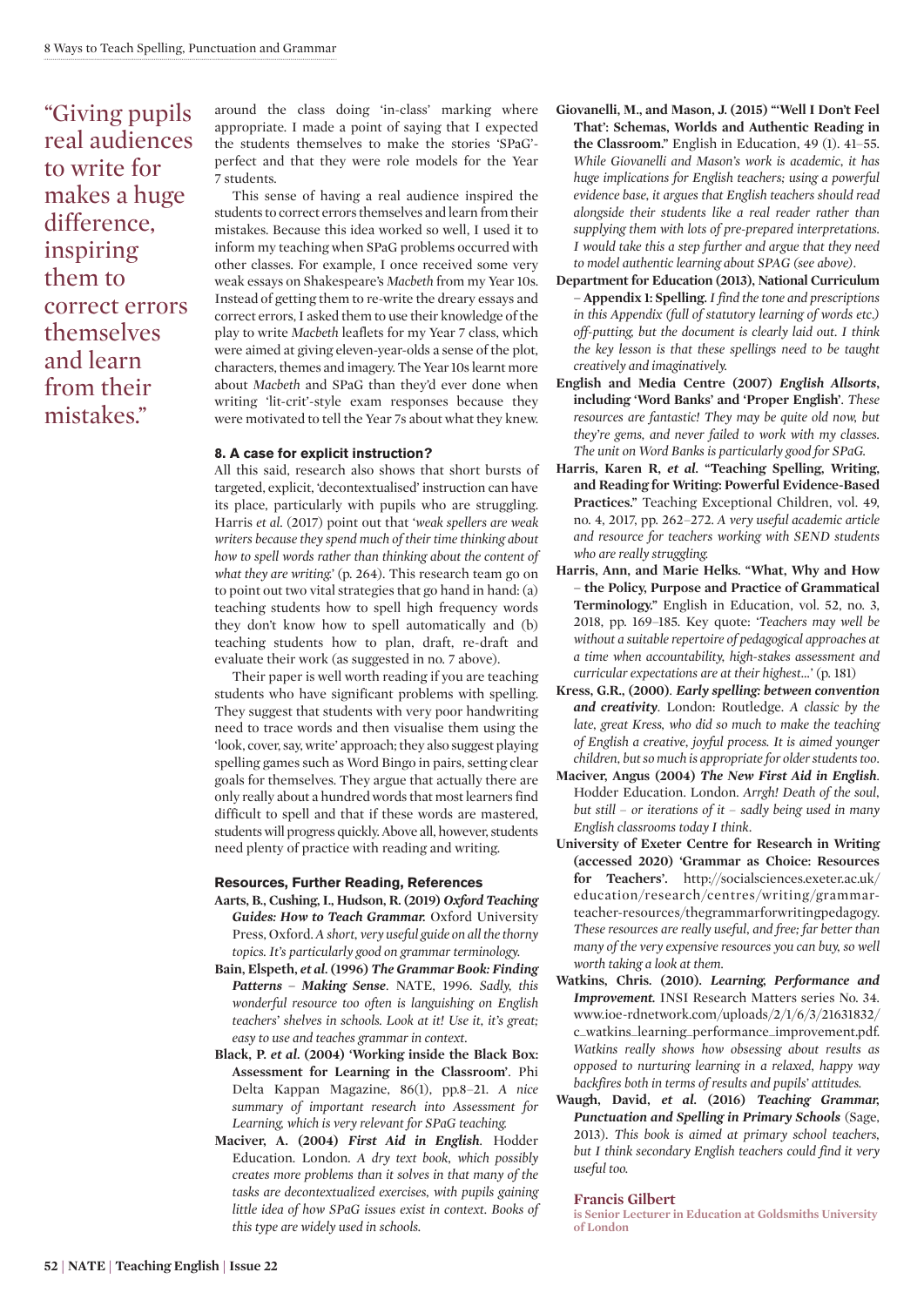> "Giving pupils real audiences to write for makes a huge difference, inspiring them to correct errors themselves and learn from their mistakes."

around the class doing 'in-class' marking where appropriate. I made a point of saying that I expected the students themselves to make the stories 'SPaG'-perfect and that they were role models for the Year 7 students.

This sense of having a real audience inspired the students to correct errors themselves and learn from their mistakes. Because this idea worked so well, I used it to inform my teaching when SPaG problems occurred with other classes. For example, I once received some very weak essays on Shakespeare's *Macbeth* from my Year 10s. Instead of getting them to re-write the dreary essays and correct errors, I asked them to use their knowledge of the play to write *Macbeth* leaflets for my Year 7 class, which were aimed at giving eleven-year-olds a sense of the plot, characters, themes and imagery. The Year 10s learnt more about *Macbeth* and SPaG than they'd ever done when writing 'lit-crit'-style exam responses because they were motivated to tell the Year 7s about what they knew.

### 8. A case for explicit instruction?

All this said, research also shows that short bursts of targeted, explicit, 'decontextualised' instruction can have its place, particularly with pupils who are struggling. Harris *et al.* (2017) point out that '*weak spellers are weak writers because they spend much of their time thinking about how to spell words rather than thinking about the content of what they are writing.*' (p. 264). This research team go on to point out two vital strategies that go hand in hand: (a) teaching students how to spell high frequency words they don't know how to spell automatically and (b) teaching students how to plan, draft, re-draft and evaluate their work (as suggested in no. 7 above).

Their paper is well worth reading if you are teaching students who have significant problems with spelling. They suggest that students with very poor handwriting need to trace words and then visualise them using the 'look, cover, say, write' approach; they also suggest playing spelling games such as Word Bingo in pairs, setting clear goals for themselves. They argue that actually there are only really about a hundred words that most learners find difficult to spell and that if these words are mastered, students will progress quickly. Above all, however, students need plenty of practice with reading and writing.

### Resources, Further Reading, References

**Aarts, B., Cushing, I., Hudson, R. (2019)** ***Oxford Teaching Guides: How to Teach Grammar.*** Oxford University Press, Oxford. *A short, very useful guide on all the thorny topics. It's particularly good on grammar terminology.*

**Bain, Elspeth, *et al*. (1996)** ***The Grammar Book: Finding Patterns – Making Sense***. NATE, 1996. *Sadly, this wonderful resource too often is languishing on English teachers' shelves in schools. Look at it! Use it, it's great; easy to use and teaches grammar in context.*

**Black, P. *et al*. (2004) 'Working inside the Black Box: Assessment for Learning in the Classroom'**. Phi Delta Kappan Magazine, 86(1), pp.8–21. *A nice summary of important research into Assessment for Learning, which is very relevant for SPaG teaching.*

**Maciver, A. (2004)** ***First Aid in English***. Hodder Education. London. *A dry text book, which possibly creates more problems than it solves in that many of the tasks are decontextualized exercises, with pupils gaining little idea of how SPaG issues exist in context. Books of this type are widely used in schools.*

**Giovanelli, M., and Mason, J. (2015) "'Well I Don't Feel That': Schemas, Worlds and Authentic Reading in the Classroom."** English in Education, 49 (1). 41–55. *While Giovanelli and Mason's work is academic, it has huge implications for English teachers; using a powerful evidence base, it argues that English teachers should read alongside their students like a real reader rather than supplying them with lots of pre-prepared interpretations. I would take this a step further and argue that they need to model authentic learning about SPAG (see above).*

**Department for Education (2013), National Curriculum – Appendix 1: Spelling.** *I find the tone and prescriptions in this Appendix (full of statutory learning of words etc.) off-putting, but the document is clearly laid out. I think the key lesson is that these spellings need to be taught creatively and imaginatively.*

**English and Media Centre (2007)** ***English Allsorts*, including 'Word Banks' and 'Proper English'**. *These resources are fantastic! They may be quite old now, but they're gems, and never failed to work with my classes. The unit on Word Banks is particularly good for SPaG.*

**Harris, Karen R, *et al*. "Teaching Spelling, Writing, and Reading for Writing: Powerful Evidence-Based Practices."** Teaching Exceptional Children, vol. 49, no. 4, 2017, pp. 262–272. *A very useful academic article and resource for teachers working with SEND students who are really struggling.*

**Harris, Ann, and Marie Helks. "What, Why and How – the Policy, Purpose and Practice of Grammatical Terminology."** English in Education, vol. 52, no. 3, 2018, pp. 169–185. Key quote: '*Teachers may well be without a suitable repertoire of pedagogical approaches at a time when accountability, high-stakes assessment and curricular expectations are at their highest…*' (p. 181)

**Kress, G.R., (2000).** ***Early spelling: between convention and creativity***. London: Routledge. *A classic by the late, great Kress, who did so much to make the teaching of English a creative, joyful process. It is aimed younger children, but so much is appropriate for older students too.*

**Maciver, Angus (2004)** ***The New First Aid in English***. Hodder Education. London. *Arrgh! Death of the soul, but still – or iterations of it – sadly being used in many English classrooms today I think*.

**University of Exeter Centre for Research in Writing (accessed 2020) 'Grammar as Choice: Resources for Teachers'.** http://socialsciences.exeter.ac.uk/education/research/centres/writing/grammar-teacher-resources/thegrammarforwritingpedagogy. *These resources are really useful, and free; far better than many of the very expensive resources you can buy, so well worth taking a look at them.*

**Watkins, Chris. (2010).** ***Learning, Performance and Improvement.*** INSI Research Matters series No. 34. www.ioe-rdnetwork.com/uploads/2/1/6/3/21631832/c_watkins_learning_performance_improvement.pdf. *Watkins really shows how obsessing about results as opposed to nurturing learning in a relaxed, happy way backfires both in terms of results and pupils' attitudes.*

**Waugh, David, *et al*. (2016)** ***Teaching Grammar, Punctuation and Spelling in Primary Schools*** (Sage, 2013). *This book is aimed at primary school teachers, but I think secondary English teachers could find it very useful too.*

**Francis Gilbert**
**is Senior Lecturer in Education at Goldsmiths University of London**